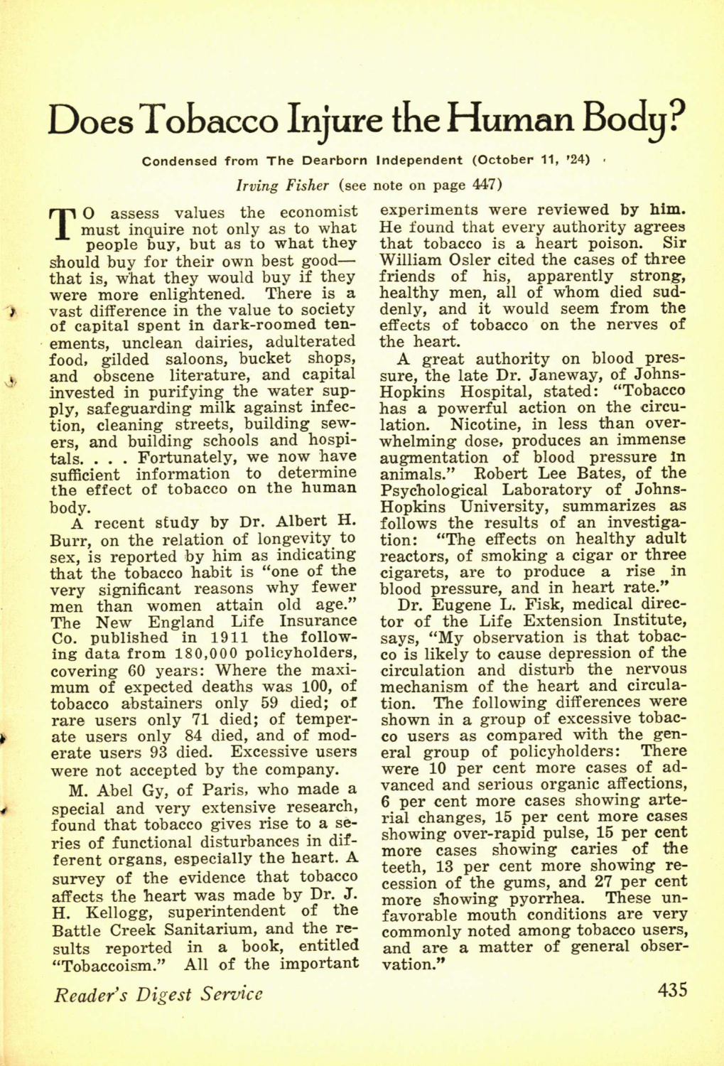# Does Tobacco Injure the Human Body?

**Condensed from The Dearborn Independent (October 11, '24)**

*Irving Fisher* (see note on page 447)

To assess values the economist must inquire not only as to what people buy, but as to what they should buy for their own best good—that is, what they would buy if they were more enlightened. There is a vast difference in the value to society of capital spent in dark-roomed tenements, unclean dairies, adulterated food, gilded saloons, bucket shops, and obscene literature, and capital invested in purifying the water supply, safeguarding milk against infection, cleaning streets, building sewers, and building schools and hospitals. . . . Fortunately, we now have sufficient information to determine the effect of tobacco on the human body.

A recent study by Dr. Albert H. Burr, on the relation of longevity to sex, is reported by him as indicating that the tobacco habit is "one of the very significant reasons why fewer men than women attain old age." The New England Life Insurance Co. published in 1911 the following data from 180,000 policyholders, covering 60 years: Where the maximum of expected deaths was 100, of tobacco abstainers only 59 died; of rare users only 71 died; of temperate users only 84 died, and of moderate users 93 died. Excessive users were not accepted by the company.

M. Abel Gy, of Paris, who made a special and very extensive research, found that tobacco gives rise to a series of functional disturbances in different organs, especially the heart. A survey of the evidence that tobacco affects the heart was made by Dr. J. H. Kellogg, superintendent of the Battle Creek Sanitarium, and the results reported in a book, entitled "Tobaccoism." All of the important experiments were reviewed by him. He found that every authority agrees that tobacco is a heart poison. Sir William Osler cited the cases of three friends of his, apparently strong, healthy men, all of whom died suddenly, and it would seem from the effects of tobacco on the nerves of the heart.

A great authority on blood pressure, the late Dr. Janeway, of Johns-Hopkins Hospital, stated: "Tobacco has a powerful action on the circulation. Nicotine, in less than overwhelming dose, produces an immense augmentation of blood pressure in animals." Robert Lee Bates, of the Psychological Laboratory of Johns-Hopkins University, summarizes as follows the results of an investigation: "The effects on healthy adult reactors, of smoking a cigar or three cigarets, are to produce a rise in blood pressure, and in heart rate."

Dr. Eugene L. Fisk, medical director of the Life Extension Institute, says, "My observation is that tobacco is likely to cause depression of the circulation and disturb the nervous mechanism of the heart and circulation. The following differences were shown in a group of excessive tobacco users as compared with the general group of policyholders: There were 10 per cent more cases of advanced and serious organic affections, 6 per cent more cases showing arterial changes, 15 per cent more cases showing over-rapid pulse, 15 per cent more cases showing caries of the teeth, 13 per cent more showing recession of the gums, and 27 per cent more showing pyorrhea. These unfavorable mouth conditions are very commonly noted among tobacco users, and are a matter of general observation."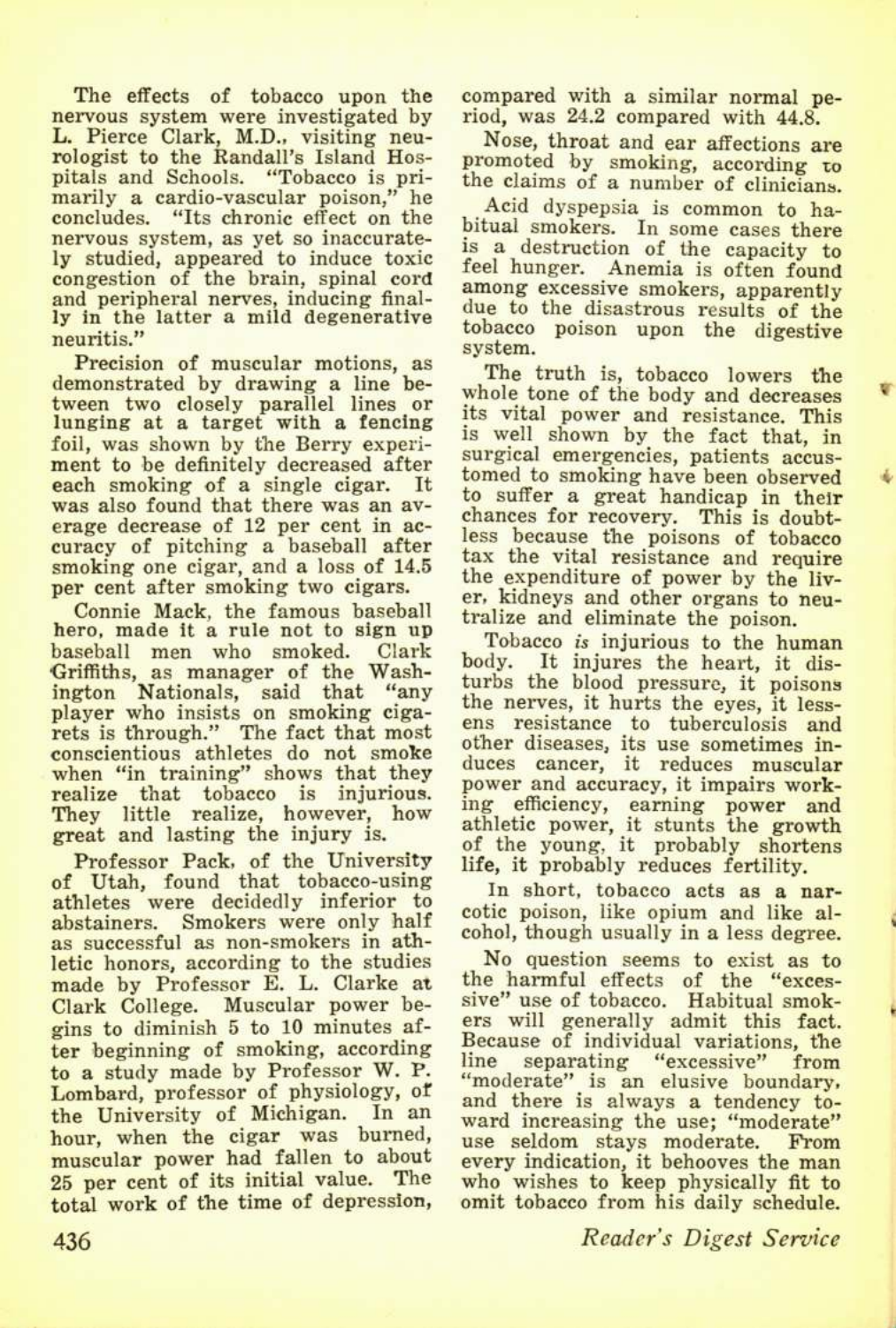The effects of tobacco upon the nervous system were investigated by L. Pierce Clark, M.D., visiting neurologist to the Randall's Island Hospitals and Schools. "Tobacco is primarily a cardio-vascular poison," he concludes. "Its chronic effect on the nervous system, as yet so inaccurately studied, appeared to induce toxic congestion of the brain, spinal cord and peripheral nerves, inducing finally in the latter a mild degenerative neuritis."

Precision of muscular motions, as demonstrated by drawing a line between two closely parallel lines or lunging at a target with a fencing foil, was shown by the Berry experiment to be definitely decreased after each smoking of a single cigar. It was also found that there was an average decrease of 12 per cent in accuracy of pitching a baseball after smoking one cigar, and a loss of 14.5 per cent after smoking two cigars.

Connie Mack, the famous baseball hero, made it a rule not to sign up baseball men who smoked. Clark Griffiths, as manager of the Washington Nationals, said that "any player who insists on smoking cigarets is through." The fact that most conscientious athletes do not smoke when "in training" shows that they realize that tobacco is injurious. They little realize, however, how great and lasting the injury is.

Professor Pack, of the University of Utah, found that tobacco-using athletes were decidedly inferior to abstainers. Smokers were only half as successful as non-smokers in athletic honors, according to the studies made by Professor E. L. Clarke at Clark College. Muscular power begins to diminish 5 to 10 minutes after beginning of smoking, according to a study made by Professor W. P. Lombard, professor of physiology, of the University of Michigan. In an hour, when the cigar was burned, muscular power had fallen to about 25 per cent of its initial value. The total work of the time of depression, compared with a similar normal period, was 24.2 compared with 44.8.

Nose, throat and ear affections are promoted by smoking, according to the claims of a number of clinicians.

Acid dyspepsia is common to habitual smokers. In some cases there is a destruction of the capacity to feel hunger. Anemia is often found among excessive smokers, apparently due to the disastrous results of the tobacco poison upon the digestive system.

The truth is, tobacco lowers the whole tone of the body and decreases its vital power and resistance. This is well shown by the fact that, in surgical emergencies, patients accustomed to smoking have been observed to suffer a great handicap in their chances for recovery. This is doubtless because the poisons of tobacco tax the vital resistance and require the expenditure of power by the liver, kidneys and other organs to neutralize and eliminate the poison.

Tobacco *is* injurious to the human body. It injures the heart, it disturbs the blood pressure, it poisons the nerves, it hurts the eyes, it lessens resistance to tuberculosis and other diseases, its use sometimes induces cancer, it reduces muscular power and accuracy, it impairs working efficiency, earning power and athletic power, it stunts the growth of the young, it probably shortens life, it probably reduces fertility.

In short, tobacco acts as a narcotic poison, like opium and like alcohol, though usually in a less degree.

No question seems to exist as to the harmful effects of the "excessive" use of tobacco. Habitual smokers will generally admit this fact. Because of individual variations, the line separating "excessive" from "moderate" is an elusive boundary, and there is always a tendency toward increasing the use; "moderate" use seldom stays moderate. From every indication, it behooves the man who wishes to keep physically fit to omit tobacco from his daily schedule.

*Reader's Digest Service*